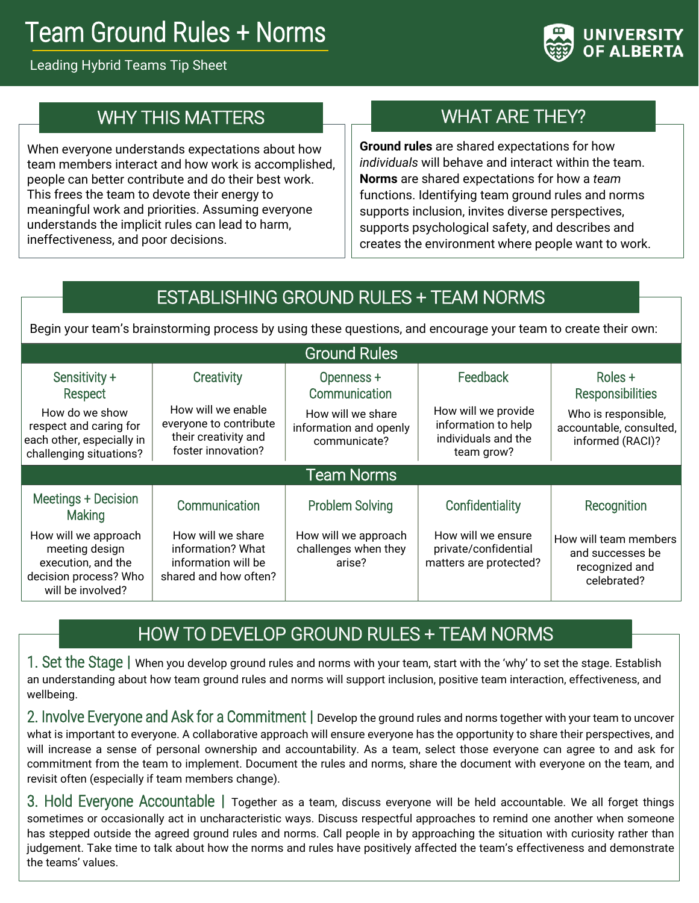# Team Ground Rules + Norms

Leading Hybrid Teams Tip Sheet

UNIVERSITY OF ALBERTA

## WHY THIS MATTERS

When everyone understands expectations about how team members interact and how work is accomplished, people can better contribute and do their best work. This frees the team to devote their energy to meaningful work and priorities. Assuming everyone understands the implicit rules can lead to harm, ineffectiveness, and poor decisions.

## WHAT ARE THEY?

**Ground rules** are shared expectations for how *individuals* will behave and interact within the team. **Norms** are shared expectations for how a *team* functions. Identifying team ground rules and norms supports inclusion, invites diverse perspectives, supports psychological safety, and describes and creates the environment where people want to work.

## ESTABLISHING GROUND RULES + TEAM NORMS

Begin your team's brainstorming process by using these questions, and encourage your team to create their own:

### Ground Rules

| Sensitivity + Respect | Creativity | Openness + Communication | Feedback | Roles + Responsibilities |
|---|---|---|---|---|
| How do we show respect and caring for each other, especially in challenging situations? | How will we enable everyone to contribute their creativity and foster innovation? | How will we share information and openly communicate? | How will we provide information to help individuals and the team grow? | Who is responsible, accountable, consulted, informed (RACI)? |

### Team Norms

| Meetings + Decision Making | Communication | Problem Solving | Confidentiality | Recognition |
|---|---|---|---|---|
| How will we approach meeting design execution, and the decision process? Who will be involved? | How will we share information? What information will be shared and how often? | How will we approach challenges when they arise? | How will we ensure private/confidential matters are protected? | How will team members and successes be recognized and celebrated? |

## HOW TO DEVELOP GROUND RULES + TEAM NORMS

**1. Set the Stage |** When you develop ground rules and norms with your team, start with the 'why' to set the stage. Establish an understanding about how team ground rules and norms will support inclusion, positive team interaction, effectiveness, and wellbeing.

**2. Involve Everyone and Ask for a Commitment |** Develop the ground rules and norms together with your team to uncover what is important to everyone. A collaborative approach will ensure everyone has the opportunity to share their perspectives, and will increase a sense of personal ownership and accountability. As a team, select those everyone can agree to and ask for commitment from the team to implement. Document the rules and norms, share the document with everyone on the team, and revisit often (especially if team members change).

**3. Hold Everyone Accountable |** Together as a team, discuss everyone will be held accountable. We all forget things sometimes or occasionally act in uncharacteristic ways. Discuss respectful approaches to remind one another when someone has stepped outside the agreed ground rules and norms. Call people in by approaching the situation with curiosity rather than judgement. Take time to talk about how the norms and rules have positively affected the team's effectiveness and demonstrate the teams' values.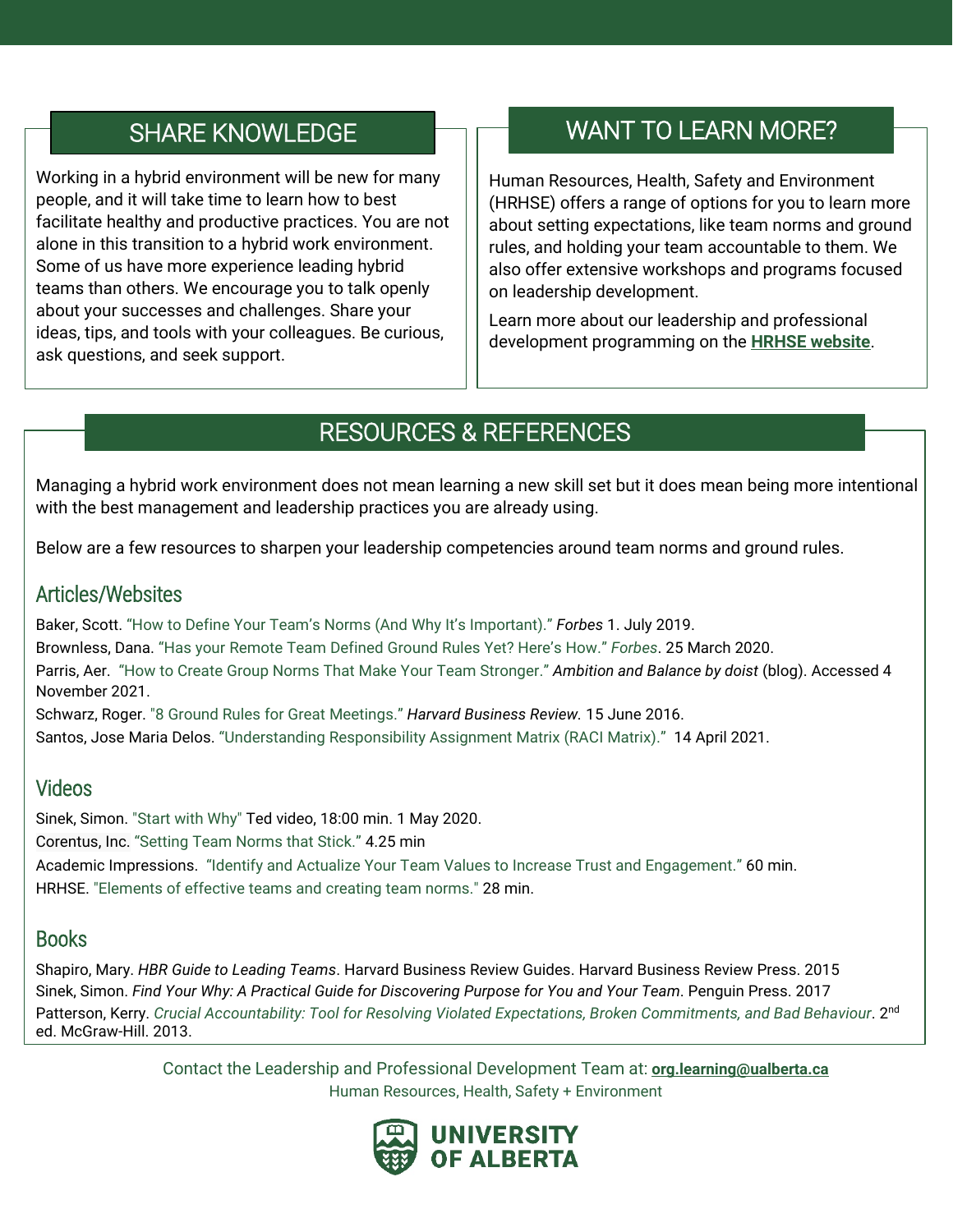## SHARE KNOWLEDGE

Working in a hybrid environment will be new for many people, and it will take time to learn how to best facilitate healthy and productive practices. You are not alone in this transition to a hybrid work environment. Some of us have more experience leading hybrid teams than others. We encourage you to talk openly about your successes and challenges. Share your ideas, tips, and tools with your colleagues. Be curious, ask questions, and seek support.

## WANT TO LEARN MORE?

Human Resources, Health, Safety and Environment (HRHSE) offers a range of options for you to learn more about setting expectations, like team norms and ground rules, and holding your team accountable to them. We also offer extensive workshops and programs focused on leadership development.

Learn more about our leadership and professional development programming on the **HRHSE website**.

## RESOURCES & REFERENCES

Managing a hybrid work environment does not mean learning a new skill set but it does mean being more intentional with the best management and leadership practices you are already using.

Below are a few resources to sharpen your leadership competencies around team norms and ground rules.

### Articles/Websites

Baker, Scott. "How to Define Your Team's Norms (And Why It's Important)." *Forbes* 1. July 2019.
Brownless, Dana. "Has your Remote Team Defined Ground Rules Yet? Here's How." *Forbes*. 25 March 2020.
Parris, Aer. "How to Create Group Norms That Make Your Team Stronger." *Ambition and Balance by doist* (blog). Accessed 4 November 2021.
Schwarz, Roger. "8 Ground Rules for Great Meetings." *Harvard Business Review.* 15 June 2016.
Santos, Jose Maria Delos. "Understanding Responsibility Assignment Matrix (RACI Matrix)." 14 April 2021.

### Videos

Sinek, Simon. "Start with Why" Ted video, 18:00 min. 1 May 2020.
Corentus, Inc. "Setting Team Norms that Stick." 4.25 min
Academic Impressions. "Identify and Actualize Your Team Values to Increase Trust and Engagement." 60 min.
HRHSE. "Elements of effective teams and creating team norms." 28 min.

### Books

Shapiro, Mary. *HBR Guide to Leading Teams*. Harvard Business Review Guides. Harvard Business Review Press. 2015
Sinek, Simon. *Find Your Why: A Practical Guide for Discovering Purpose for You and Your Team.* Penguin Press. 2017
Patterson, Kerry. *Crucial Accountability: Tool for Resolving Violated Expectations, Broken Commitments, and Bad Behaviour*. 2nd ed. McGraw-Hill. 2013.

Contact the Leadership and Professional Development Team at: **org.learning@ualberta.ca**
Human Resources, Health, Safety + Environment

UNIVERSITY OF ALBERTA